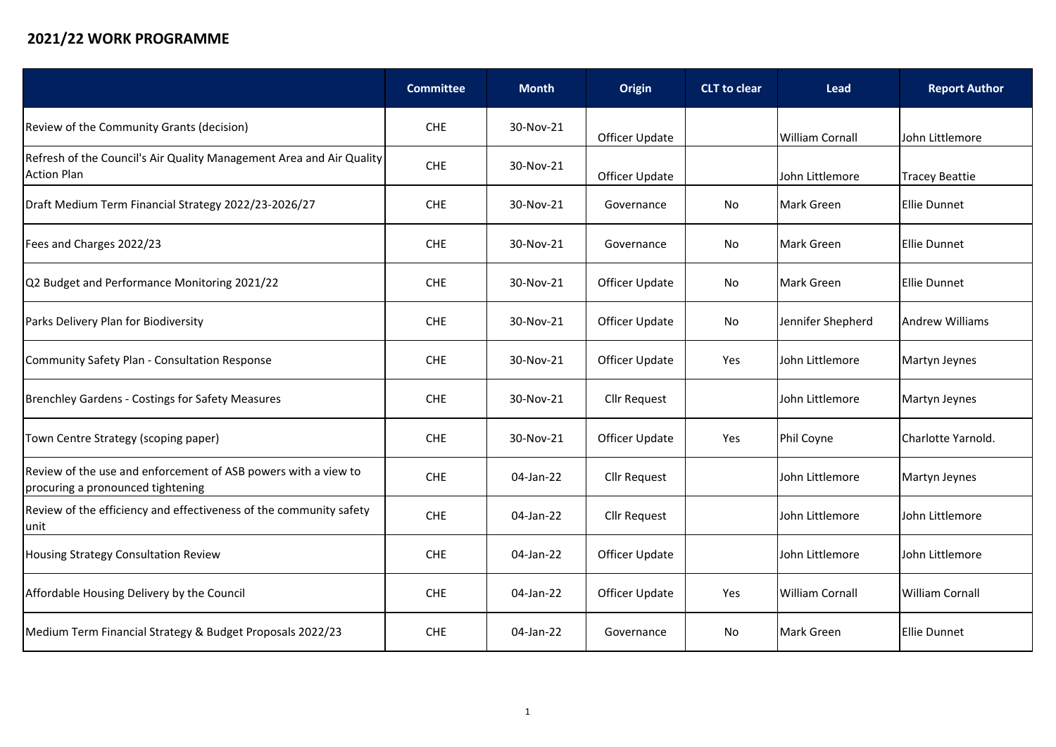# 2021/22 WORK PROGRAMME

| | Committee | Month | Origin | CLT to clear | Lead | Report Author |
|---|---|---|---|---|---|---|
| Review of the Community Grants (decision) | CHE | 30-Nov-21 | Officer Update | | William Cornall | John Littlemore |
| Refresh of the Council's Air Quality Management Area and Air Quality Action Plan | CHE | 30-Nov-21 | Officer Update | | John Littlemore | Tracey Beattie |
| Draft Medium Term Financial Strategy 2022/23-2026/27 | CHE | 30-Nov-21 | Governance | No | Mark Green | Ellie Dunnet |
| Fees and Charges 2022/23 | CHE | 30-Nov-21 | Governance | No | Mark Green | Ellie Dunnet |
| Q2 Budget and Performance Monitoring 2021/22 | CHE | 30-Nov-21 | Officer Update | No | Mark Green | Ellie Dunnet |
| Parks Delivery Plan for Biodiversity | CHE | 30-Nov-21 | Officer Update | No | Jennifer Shepherd | Andrew Williams |
| Community Safety Plan - Consultation Response | CHE | 30-Nov-21 | Officer Update | Yes | John Littlemore | Martyn Jeynes |
| Brenchley Gardens - Costings for Safety Measures | CHE | 30-Nov-21 | Cllr Request | | John Littlemore | Martyn Jeynes |
| Town Centre Strategy (scoping paper) | CHE | 30-Nov-21 | Officer Update | Yes | Phil Coyne | Charlotte Yarnold. |
| Review of the use and enforcement of ASB powers with a view to procuring a pronounced tightening | CHE | 04-Jan-22 | Cllr Request | | John Littlemore | Martyn Jeynes |
| Review of the efficiency and effectiveness of the community safety unit | CHE | 04-Jan-22 | Cllr Request | | John Littlemore | John Littlemore |
| Housing Strategy Consultation Review | CHE | 04-Jan-22 | Officer Update | | John Littlemore | John Littlemore |
| Affordable Housing Delivery by the Council | CHE | 04-Jan-22 | Officer Update | Yes | William Cornall | William Cornall |
| Medium Term Financial Strategy & Budget Proposals 2022/23 | CHE | 04-Jan-22 | Governance | No | Mark Green | Ellie Dunnet |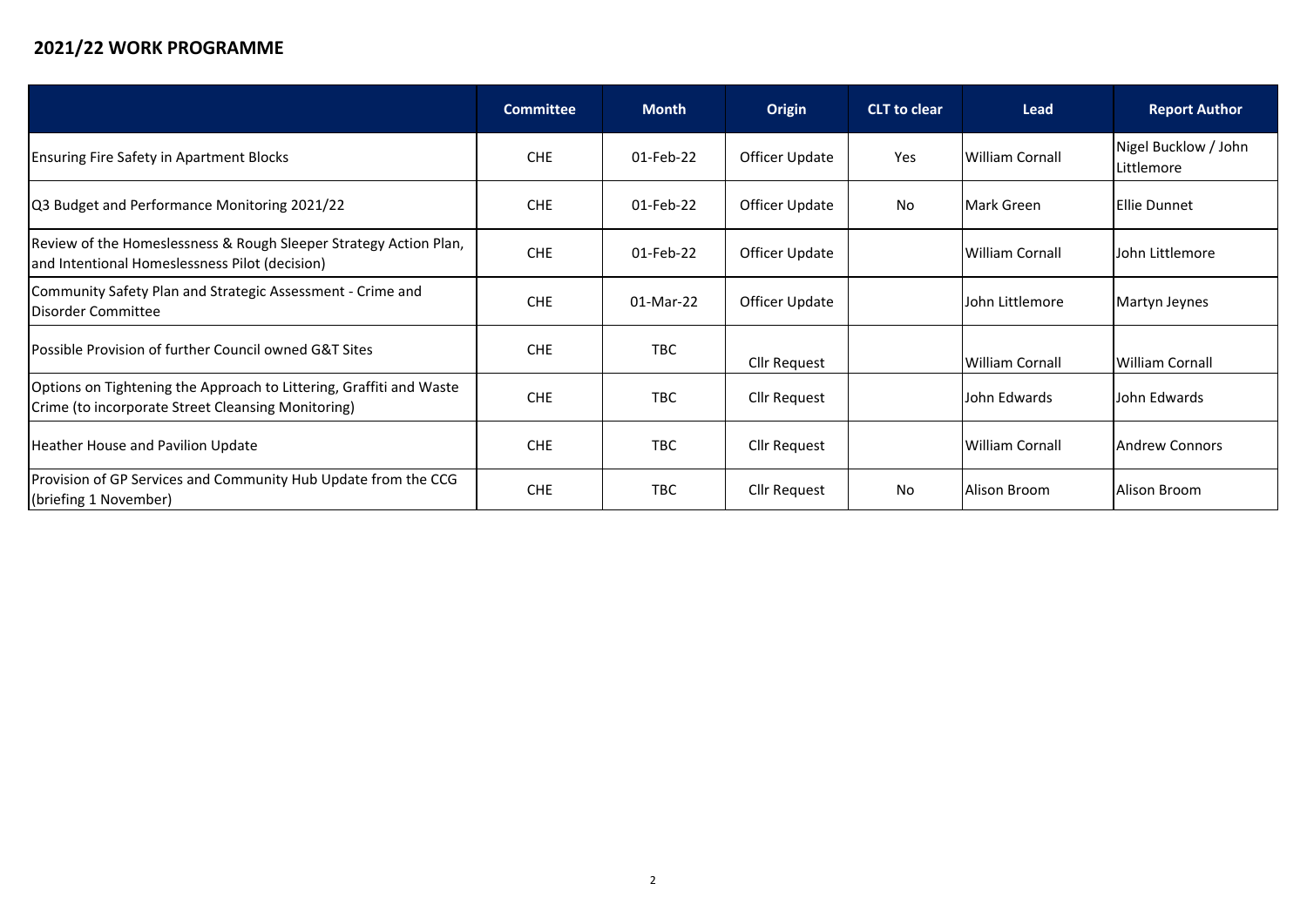## 2021/22 WORK PROGRAMME

| | Committee | Month | Origin | CLT to clear | Lead | Report Author |
|---|---|---|---|---|---|---|
| Ensuring Fire Safety in Apartment Blocks | CHE | 01-Feb-22 | Officer Update | Yes | William Cornall | Nigel Bucklow / John Littlemore |
| Q3 Budget and Performance Monitoring 2021/22 | CHE | 01-Feb-22 | Officer Update | No | Mark Green | Ellie Dunnet |
| Review of the Homeslessness & Rough Sleeper Strategy Action Plan, and Intentional Homeslessness Pilot (decision) | CHE | 01-Feb-22 | Officer Update | | William Cornall | John Littlemore |
| Community Safety Plan and Strategic Assessment - Crime and Disorder Committee | CHE | 01-Mar-22 | Officer Update | | John Littlemore | Martyn Jeynes |
| Possible Provision of further Council owned G&T Sites | CHE | TBC | Cllr Request | | William Cornall | William Cornall |
| Options on Tightening the Approach to Littering, Graffiti and Waste Crime (to incorporate Street Cleansing Monitoring) | CHE | TBC | Cllr Request | | John Edwards | John Edwards |
| Heather House and Pavilion Update | CHE | TBC | Cllr Request | | William Cornall | Andrew Connors |
| Provision of GP Services and Community Hub Update from the CCG (briefing 1 November) | CHE | TBC | Cllr Request | No | Alison Broom | Alison Broom |